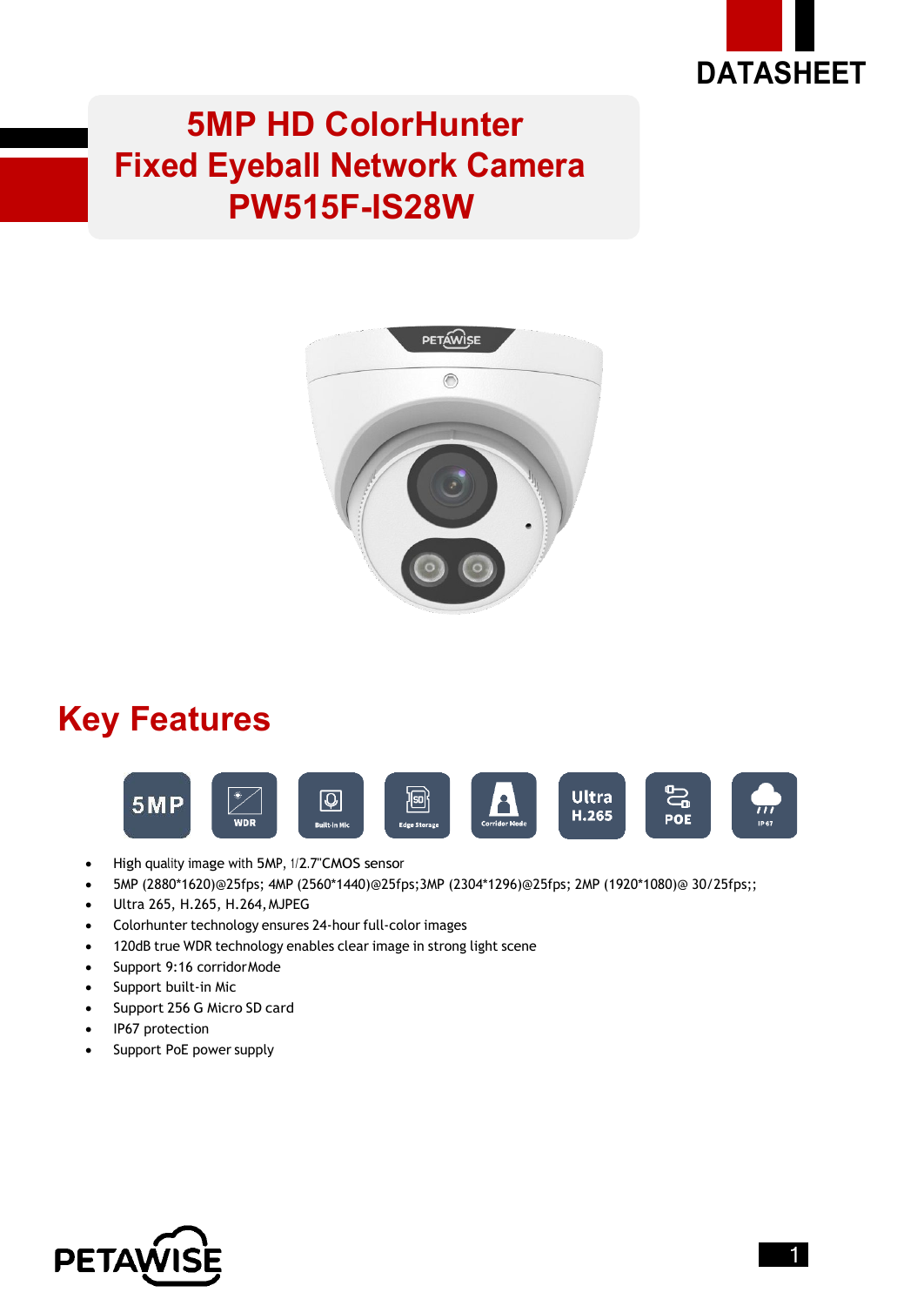DATASHEET

# 5MP HD ColorHunter Fixed Eyeball Network Camera PW515F-IS28W

## Key Features

- High quality image with 5MP, 1/2.7"CMOS sensor
- 5MP (2880*1620)@25fps; 4MP (2560*1440)@25fps;3MP (2304*1296)@25fps; 2MP (1920*1080)@ 30/25fps;;
- Ultra 265, H.265, H.264, MJPEG
- Colorhunter technology ensures 24-hour full-color images
- 120dB true WDR technology enables clear image in strong light scene
- Support 9:16 corridorMode
- Support built-in Mic
- Support 256 G Micro SD card
- IP67 protection
- Support PoE power supply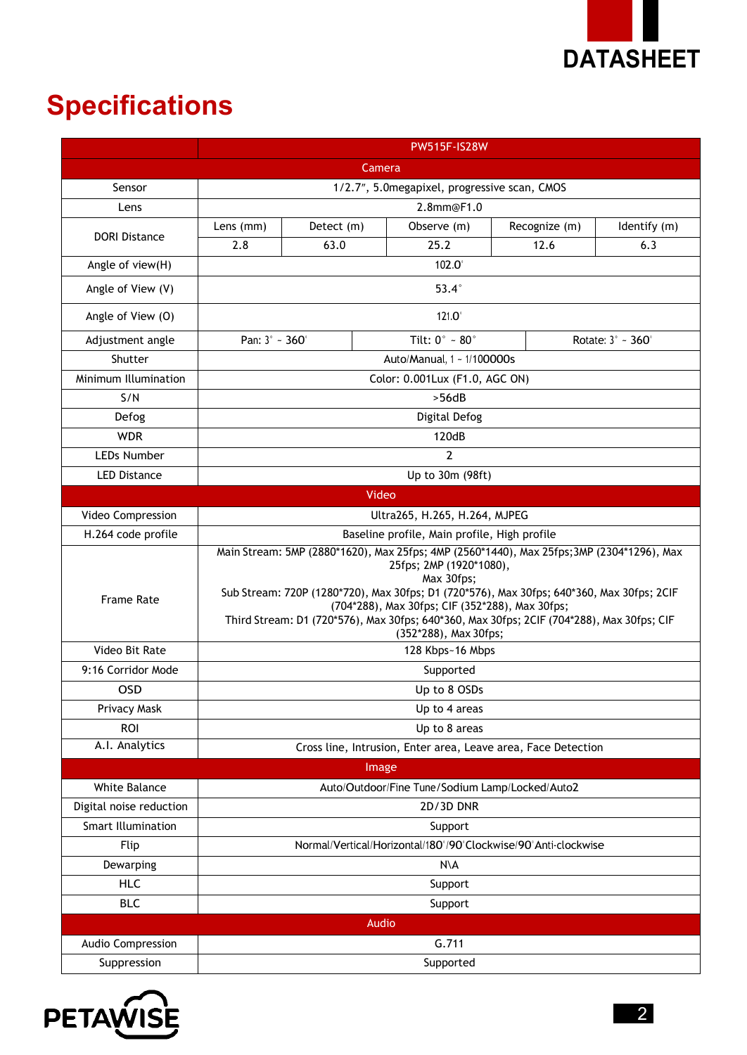# Specifications

| | PW515F-IS28W | | | | |
|---|---|---|---|---|---|
| **Camera** | | | | | |
| Sensor | 1/2.7", 5.0megapixel, progressive scan, CMOS | | | | |
| Lens | 2.8mm@F1.0 | | | | |
| DORI Distance | Lens (mm) | Detect (m) | Observe (m) | Recognize (m) | Identify (m) |
| | 2.8 | 63.0 | 25.2 | 12.6 | 6.3 |
| Angle of view(H) | 102.0° | | | | |
| Angle of View (V) | 53.4° | | | | |
| Angle of View (O) | 121.0° | | | | |
| Adjustment angle | Pan: 3° ~ 360° | Tilt: 0° ~ 80° | Rotate: 3° ~ 360° | | |
| Shutter | Auto/Manual, 1 ~ 1/100000s | | | | |
| Minimum Illumination | Color: 0.001Lux (F1.0, AGC ON) | | | | |
| S/N | >56dB | | | | |
| Defog | Digital Defog | | | | |
| WDR | 120dB | | | | |
| LEDs Number | 2 | | | | |
| LED Distance | Up to 30m (98ft) | | | | |
| **Video** | | | | | |
| Video Compression | Ultra265, H.265, H.264, MJPEG | | | | |
| H.264 code profile | Baseline profile, Main profile, High profile | | | | |
| Frame Rate | Main Stream: 5MP (2880*1620), Max 25fps; 4MP (2560*1440), Max 25fps;3MP (2304*1296), Max 25fps; 2MP (1920*1080), Max 30fps;<br>Sub Stream: 720P (1280*720), Max 30fps; D1 (720*576), Max 30fps; 640*360, Max 30fps; 2CIF (704*288), Max 30fps; CIF (352*288), Max 30fps;<br>Third Stream: D1 (720*576), Max 30fps; 640*360, Max 30fps; 2CIF (704*288), Max 30fps; CIF (352*288), Max 30fps; | | | | |
| Video Bit Rate | 128 Kbps~16 Mbps | | | | |
| 9:16 Corridor Mode | Supported | | | | |
| OSD | Up to 8 OSDs | | | | |
| Privacy Mask | Up to 4 areas | | | | |
| ROI | Up to 8 areas | | | | |
| A.I. Analytics | Cross line, Intrusion, Enter area, Leave area, Face Detection | | | | |
| **Image** | | | | | |
| White Balance | Auto/Outdoor/Fine Tune/Sodium Lamp/Locked/Auto2 | | | | |
| Digital noise reduction | 2D/3D DNR | | | | |
| Smart Illumination | Support | | | | |
| Flip | Normal/Vertical/Horizontal/180°/90°Clockwise/90°Anti-clockwise | | | | |
| Dewarping | N\A | | | | |
| HLC | Support | | | | |
| BLC | Support | | | | |
| **Audio** | | | | | |
| Audio Compression | G.711 | | | | |
| Suppression | Supported | | | | |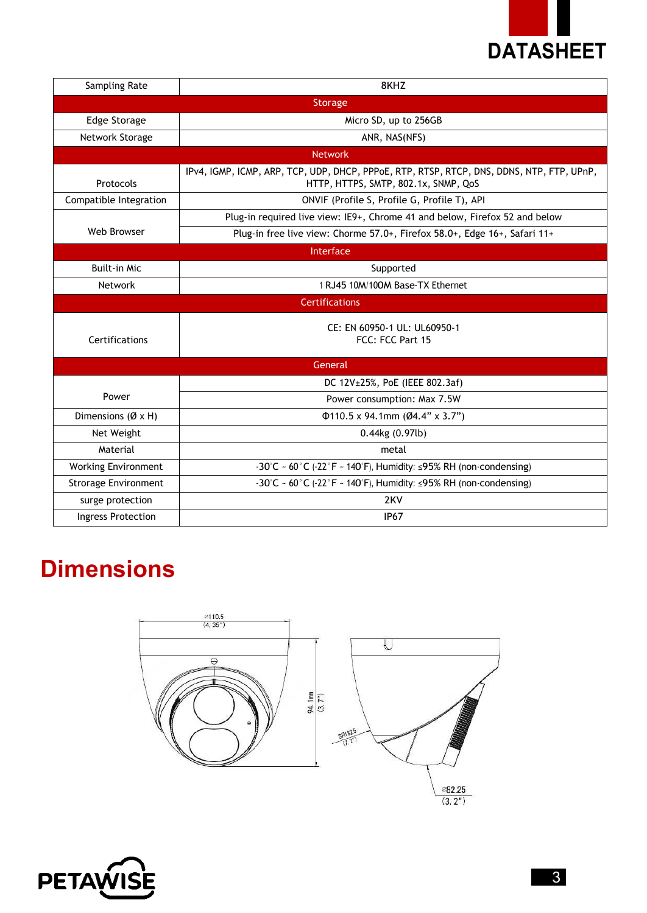| Sampling Rate | 8KHZ |
|---|---|
| **Storage** | |
| Edge Storage | Micro SD, up to 256GB |
| Network Storage | ANR, NAS(NFS) |
| **Network** | |
| Protocols | IPv4, IGMP, ICMP, ARP, TCP, UDP, DHCP, PPPoE, RTP, RTSP, RTCP, DNS, DDNS, NTP, FTP, UPnP, HTTP, HTTPS, SMTP, 802.1x, SNMP, QoS |
| Compatible Integration | ONVIF (Profile S, Profile G, Profile T), API |
| Web Browser | Plug-in required live view: IE9+, Chrome 41 and below, Firefox 52 and below |
| | Plug-in free live view: Chorme 57.0+, Firefox 58.0+, Edge 16+, Safari 11+ |
| **Interface** | |
| Built-in Mic | Supported |
| Network | 1 RJ45 10M/100M Base-TX Ethernet |
| **Certifications** | |
| Certifications | CE: EN 60950-1 UL: UL60950-1<br>FCC: FCC Part 15 |
| **General** | |
| Power | DC 12V±25%, PoE (IEEE 802.3af) |
| | Power consumption: Max 7.5W |
| Dimensions (Ø x H) | Φ110.5 x 94.1mm (Ø4.4" x 3.7") |
| Net Weight | 0.44kg (0.97lb) |
| Material | metal |
| Working Environment | -30°C ~ 60°C (-22°F ~ 140°F), Humidity: ≤95% RH (non-condensing) |
| Strorage Environment | -30°C ~ 60°C (-22°F ~ 140°F), Humidity: ≤95% RH (non-condensing) |
| surge protection | 2KV |
| Ingress Protection | IP67 |

# Dimensions

Ø110.5 (4.35")

94.1mm (3.7")

SR182.5 (7.2")

Ø82.25 (3.2")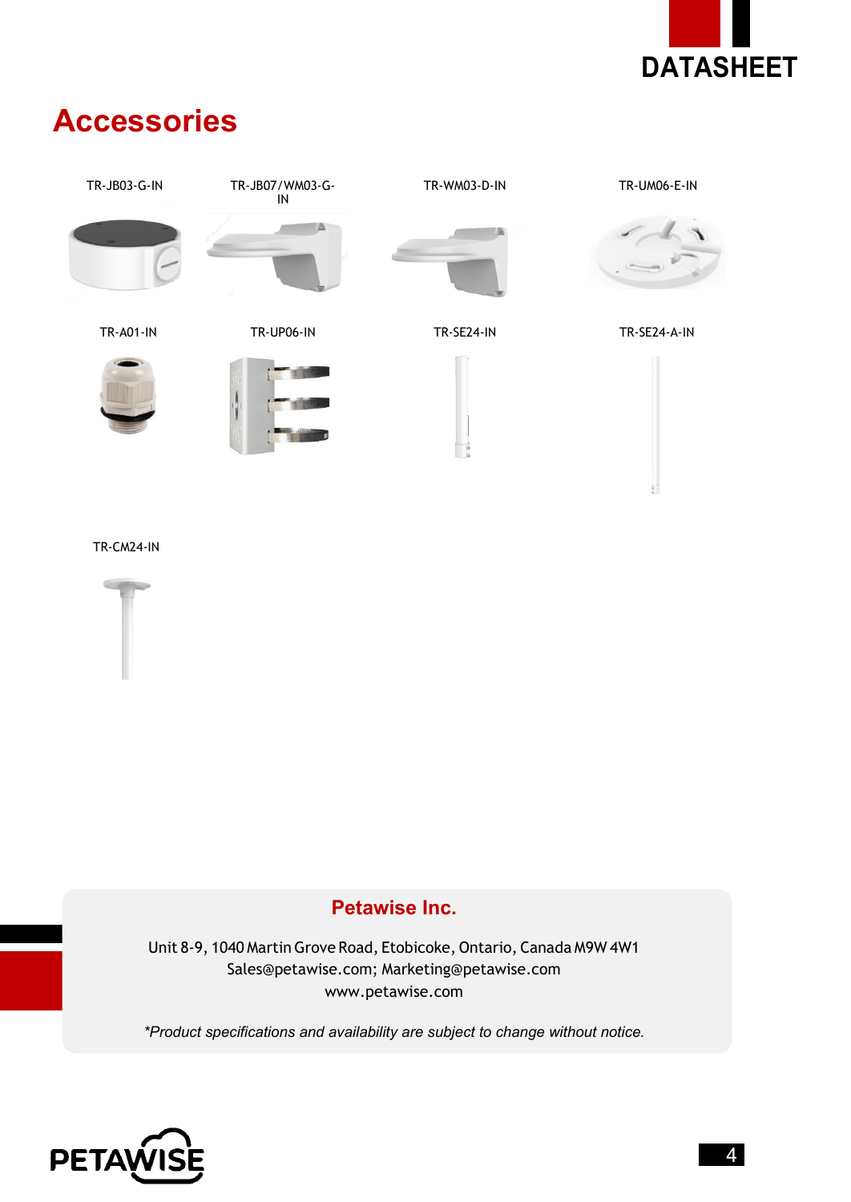# Accessories

TR-JB03-G-IN

TR-JB07/WM03-G-IN

TR-WM03-D-IN

TR-UM06-E-IN

TR-A01-IN

TR-UP06-IN

TR-SE24-IN

TR-SE24-A-IN

TR-CM24-IN

**Petawise Inc.**

Unit 8-9, 1040 Martin Grove Road, Etobicoke, Ontario, Canada M9W 4W1
Sales@petawise.com; Marketing@petawise.com
www.petawise.com

*Product specifications and availability are subject to change without notice.*